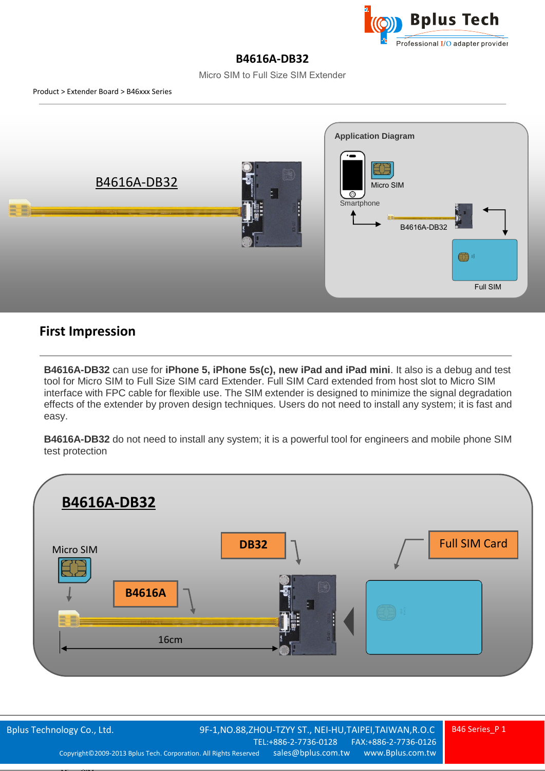# B4616A-DB32

Micro SIM to Full Size SIM Extender

Product > Extender Board > B46xxx Series

## First Impression

**B4616A-DB32** can use for **iPhone 5, iPhone 5s(c), new iPad and iPad mini**. It also is a debug and test tool for Micro SIM to Full Size SIM card Extender. Full SIM Card extended from host slot to Micro SIM interface with FPC cable for flexible use. The SIM extender is designed to minimize the signal degradation effects of the extender by proven design techniques. Users do not need to install any system; it is fast and easy.

**B4616A-DB32** do not need to install any system; it is a powerful tool for engineers and mobile phone SIM test protection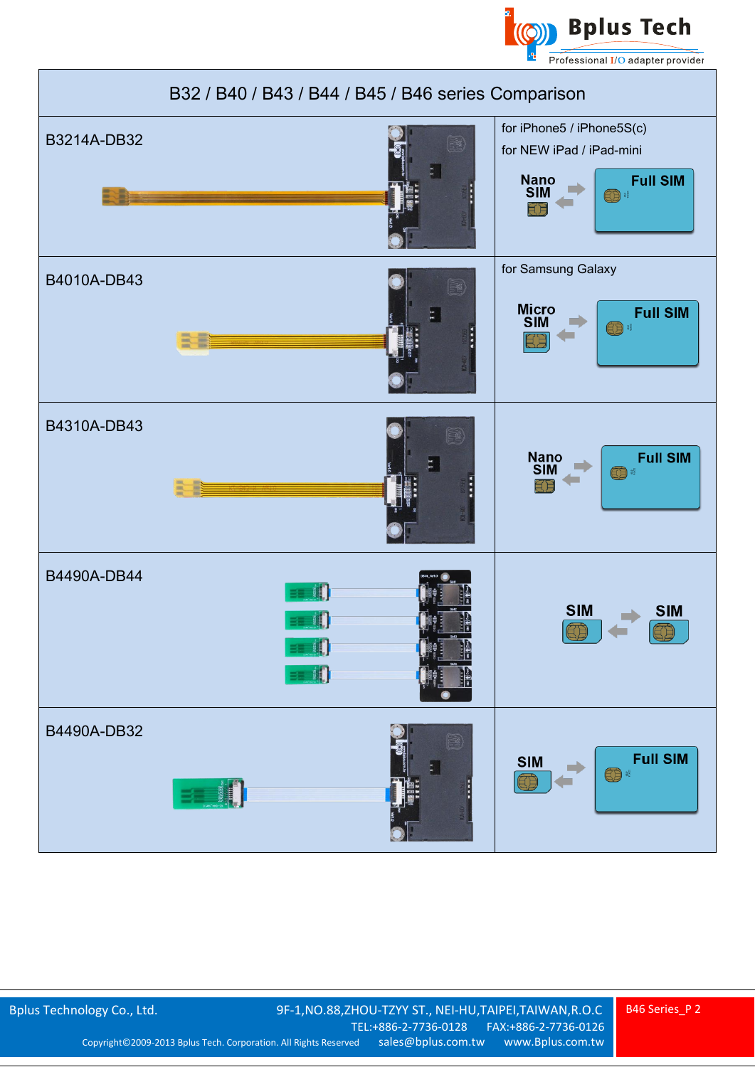# B32 / B40 / B43 / B44 / B45 / B46 series Comparison

| Model | Description |
|---|---|
| B3214A-DB32 | for iPhone5 / iPhone5S(c)<br>for NEW iPad / iPad-mini<br>Nano SIM ⇄ Full SIM |
| B4010A-DB43 | for Samsung Galaxy<br>Micro SIM ⇄ Full SIM |
| B4310A-DB43 | Nano SIM ⇄ Full SIM |
| B4490A-DB44 | SIM ⇄ SIM |
| B4490A-DB32 | SIM ⇄ Full SIM |

Bplus Technology Co., Ltd. 9F-1,NO.88,ZHOU-TZYY ST., NEI-HU,TAIPEI,TAIWAN,R.O.C
TEL:+886-2-7736-0128 FAX:+886-2-7736-0126
Copyright©2009-2013 Bplus Tech. Corporation. All Rights Reserved sales@bplus.com.tw www.Bplus.com.tw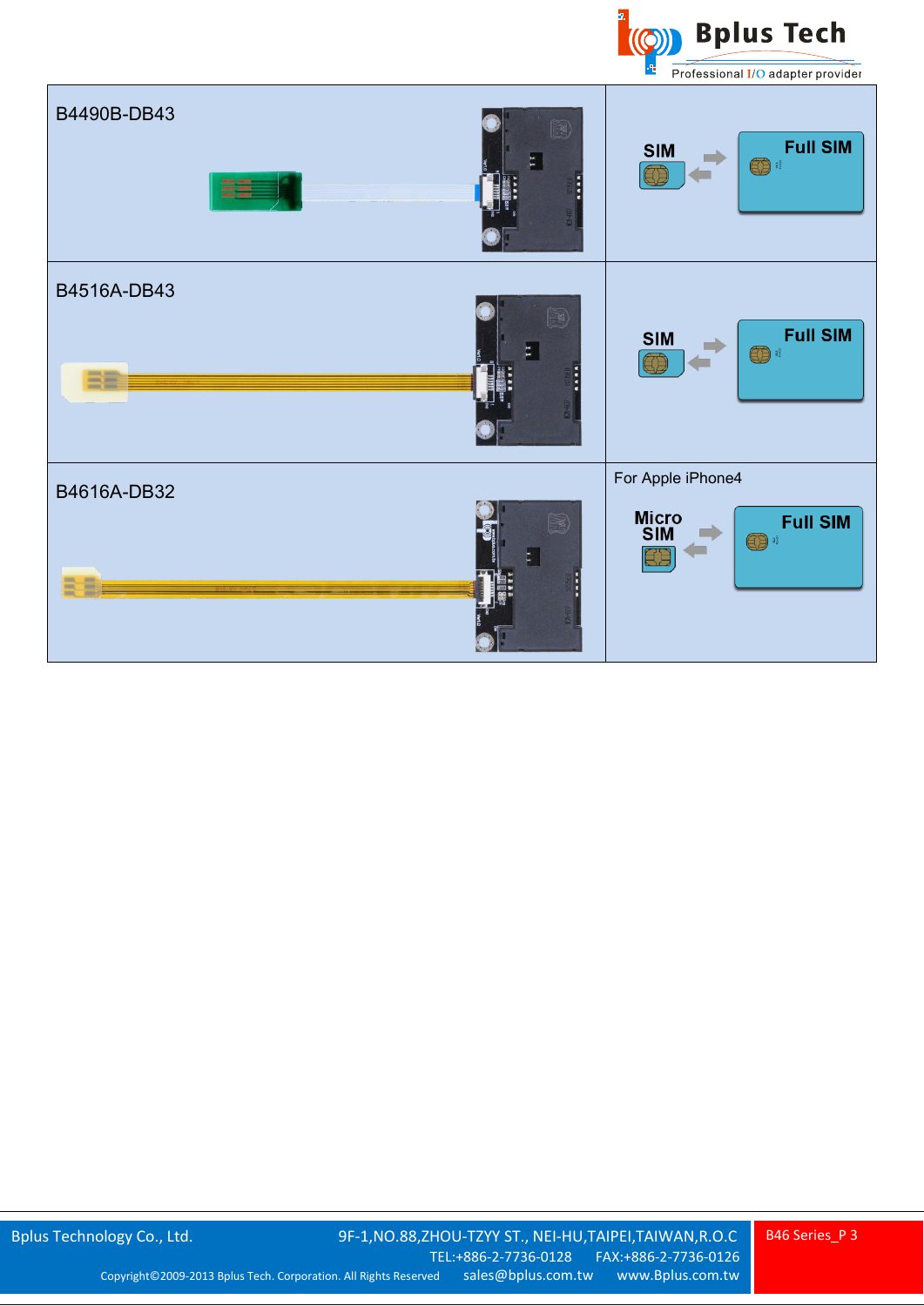| | |
|---|---|
| B4490B-DB43 | SIM ⇄ Full SIM |
| B4516A-DB43 | SIM ⇄ Full SIM |
| B4616A-DB32 | For Apple iPhone4<br>Micro SIM ⇄ Full SIM |